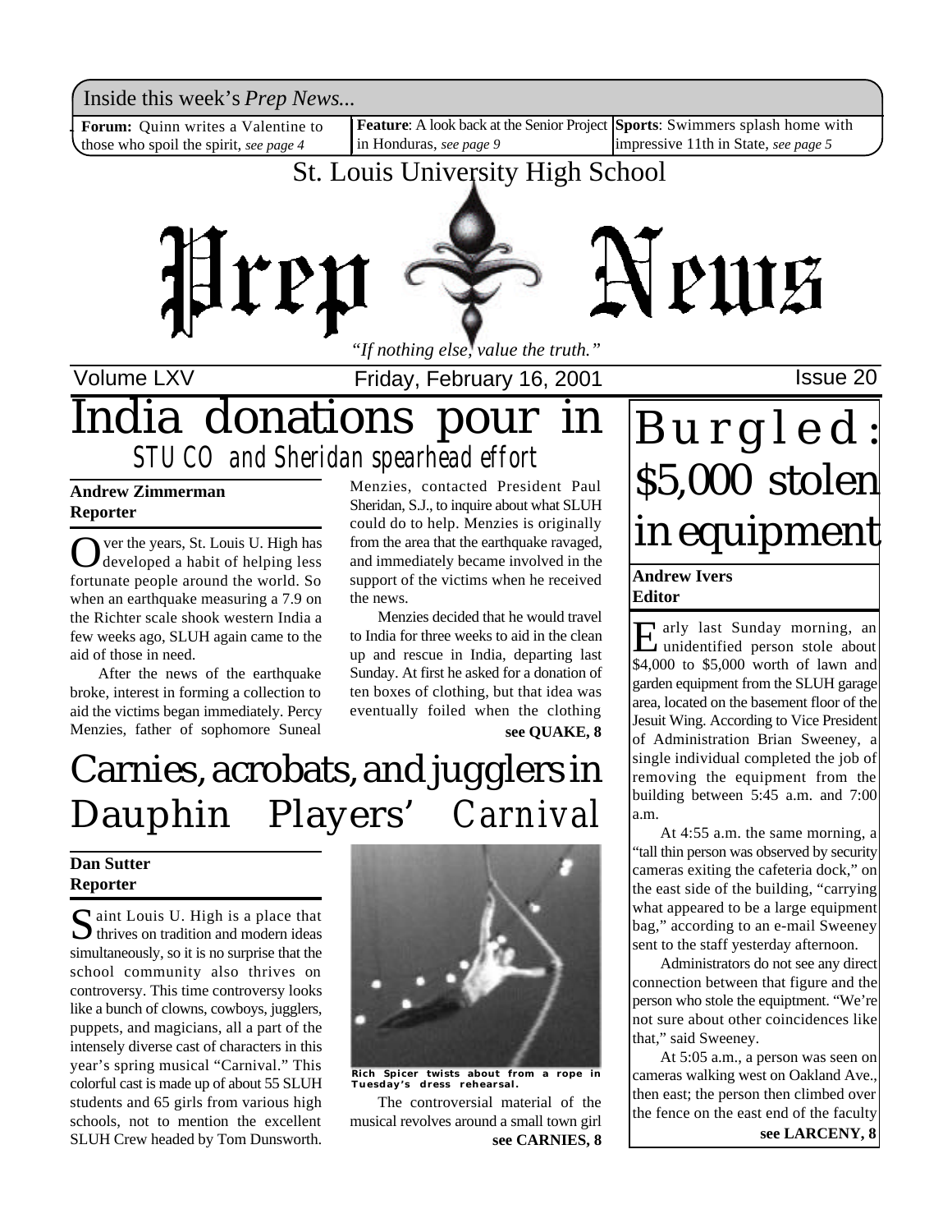Inside this week's *Prep News...*

**Forum:** Quinn writes a Valentine to those who spoil the spirit, *see page 4*

**Feature**: A look back at the Senior Project in Honduras, *see page 9*

**Sports**: Swimmers splash home with impressive 11th in State, *see page 5*

St. Louis University High School

# Prep News

*"If nothing else, value the truth."*

Volume LXV — Friday, February 16, 2001 — Issue 20

# India donations pour in

## STUCO and Sheridan spearhead effort

**Andrew Zimmerman**
**Reporter**

Over the years, St. Louis U. High has developed a habit of helping less fortunate people around the world. So when an earthquake measuring a 7.9 on the Richter scale shook western India a few weeks ago, SLUH again came to the aid of those in need.

After the news of the earthquake broke, interest in forming a collection to aid the victims began immediately. Percy Menzies, father of sophomore Suneal Menzies, contacted President Paul Sheridan, S.J., to inquire about what SLUH could do to help. Menzies is originally from the area that the earthquake ravaged, and immediately became involved in the support of the victims when he received the news.

Menzies decided that he would travel to India for three weeks to aid in the clean up and rescue in India, departing last Sunday. At first he asked for a donation of ten boxes of clothing, but that idea was eventually foiled when the clothing

**see QUAKE, 8**

# Carnies, acrobats, and jugglers in Dauphin Players' *Carnival*

**Dan Sutter**
**Reporter**

Saint Louis U. High is a place that thrives on tradition and modern ideas simultaneously, so it is no surprise that the school community also thrives on controversy. This time controversy looks like a bunch of clowns, cowboys, jugglers, puppets, and magicians, all a part of the intensely diverse cast of characters in this year's spring musical "Carnival." This colorful cast is made up of about 55 SLUH students and 65 girls from various high schools, not to mention the excellent SLUH Crew headed by Tom Dunsworth.

**Rich Spicer twists about from a rope in Tuesday's dress rehearsal.**

The controversial material of the musical revolves around a small town girl

**see CARNIES, 8**

# Burgled: $5,000 stolen in equipment

**Andrew Ivers**
**Editor**

Early last Sunday morning, an unidentified person stole about $4,000 to $5,000 worth of lawn and garden equipment from the SLUH garage area, located on the basement floor of the Jesuit Wing. According to Vice President of Administration Brian Sweeney, a single individual completed the job of removing the equipment from the building between 5:45 a.m. and 7:00 a.m.

At 4:55 a.m. the same morning, a "tall thin person was observed by security cameras exiting the cafeteria dock," on the east side of the building, "carrying what appeared to be a large equipment bag," according to an e-mail Sweeney sent to the staff yesterday afternoon.

Administrators do not see any direct connection between that figure and the person who stole the equiptment. "We're not sure about other coincidences like that," said Sweeney.

At 5:05 a.m., a person was seen on cameras walking west on Oakland Ave., then east; the person then climbed over the fence on the east end of the faculty

**see LARCENY, 8**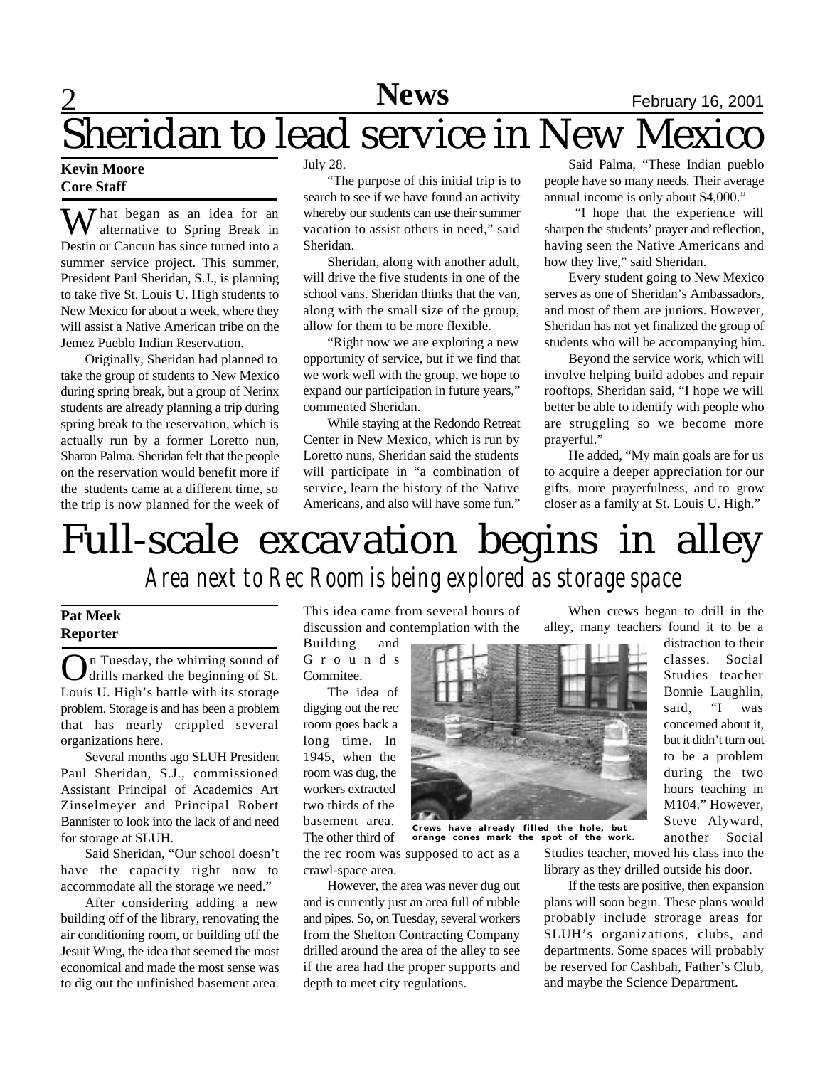# Sheridan to lead service in New Mexico

**Kevin Moore**
**Core Staff**

What began as an idea for an alternative to Spring Break in Destin or Cancun has since turned into a summer service project. This summer, President Paul Sheridan, S.J., is planning to take five St. Louis U. High students to New Mexico for about a week, where they will assist a Native American tribe on the Jemez Pueblo Indian Reservation.

Originally, Sheridan had planned to take the group of students to New Mexico during spring break, but a group of Nerinx students are already planning a trip during spring break to the reservation, which is actually run by a former Loretto nun, Sharon Palma. Sheridan felt that the people on the reservation would benefit more if the students came at a different time, so the trip is now planned for the week of July 28.

"The purpose of this initial trip is to search to see if we have found an activity whereby our students can use their summer vacation to assist others in need," said Sheridan.

Sheridan, along with another adult, will drive the five students in one of the school vans. Sheridan thinks that the van, along with the small size of the group, allow for them to be more flexible.

"Right now we are exploring a new opportunity of service, but if we find that we work well with the group, we hope to expand our participation in future years," commented Sheridan.

While staying at the Redondo Retreat Center in New Mexico, which is run by Loretto nuns, Sheridan said the students will participate in "a combination of service, learn the history of the Native Americans, and also will have some fun."

Said Palma, "These Indian pueblo people have so many needs. Their average annual income is only about $4,000."

"I hope that the experience will sharpen the students' prayer and reflection, having seen the Native Americans and how they live," said Sheridan.

Every student going to New Mexico serves as one of Sheridan's Ambassadors, and most of them are juniors. However, Sheridan has not yet finalized the group of students who will be accompanying him.

Beyond the service work, which will involve helping build adobes and repair rooftops, Sheridan said, "I hope we will better be able to identify with people who are struggling so we become more prayerful."

He added, "My main goals are for us to acquire a deeper appreciation for our gifts, more prayerfulness, and to grow closer as a family at St. Louis U. High."

# Full-scale excavation begins in alley

## *Area next to Rec Room is being explored as storage space*

**Pat Meek**
**Reporter**

On Tuesday, the whirring sound of drills marked the beginning of St. Louis U. High's battle with its storage problem. Storage is and has been a problem that has nearly crippled several organizations here.

Several months ago SLUH President Paul Sheridan, S.J., commissioned Assistant Principal of Academics Art Zinselmeyer and Principal Robert Bannister to look into the lack of and need for storage at SLUH.

Said Sheridan, "Our school doesn't have the capacity right now to accommodate all the storage we need."

After considering adding a new building off of the library, renovating the air conditioning room, or building off the Jesuit Wing, the idea that seemed the most economical and made the most sense was to dig out the unfinished basement area. This idea came from several hours of discussion and contemplation with the Building and Grounds Commitee.

The idea of digging out the rec room goes back a long time. In 1945, when the room was dug, the workers extracted two thirds of the basement area. The other third of the rec room was supposed to act as a crawl-space area.

However, the area was never dug out and is currently just an area full of rubble and pipes. So, on Tuesday, several workers from the Shelton Contracting Company drilled around the area of the alley to see if the area had the proper supports and depth to meet city regulations.

Crews have already filled the hole, but orange cones mark the spot of the work.

When crews began to drill in the alley, many teachers found it to be a distraction to their classes. Social Studies teacher Bonnie Laughlin, said, "I was concerned about it, but it didn't turn out to be a problem during the two hours teaching in M104." However, Steve Alyward, another Social Studies teacher, moved his class into the library as they drilled outside his door.

If the tests are positive, then expansion plans will soon begin. These plans would probably include strorage areas for SLUH's organizations, clubs, and departments. Some spaces will probably be reserved for Cashbah, Father's Club, and maybe the Science Department.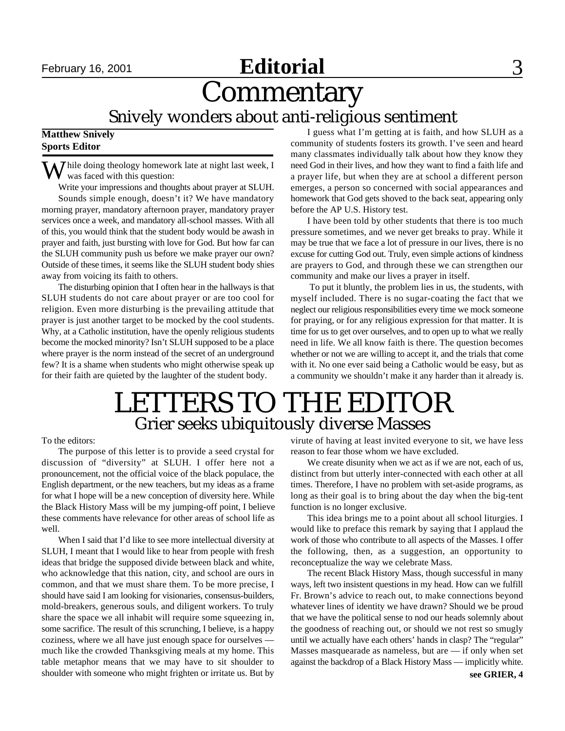# Commentary

## Snively wonders about anti-religious sentiment

**Matthew Snively**
**Sports Editor**

While doing theology homework late at night last week, I was faced with this question:

Write your impressions and thoughts about prayer at SLUH.

Sounds simple enough, doesn't it? We have mandatory morning prayer, mandatory afternoon prayer, mandatory prayer services once a week, and mandatory all-school masses. With all of this, you would think that the student body would be awash in prayer and faith, just bursting with love for God. But how far can the SLUH community push us before we make prayer our own? Outside of these times, it seems like the SLUH student body shies away from voicing its faith to others.

The disturbing opinion that I often hear in the hallways is that SLUH students do not care about prayer or are too cool for religion. Even more disturbing is the prevailing attitude that prayer is just another target to be mocked by the cool students. Why, at a Catholic institution, have the openly religious students become the mocked minority? Isn't SLUH supposed to be a place where prayer is the norm instead of the secret of an underground few? It is a shame when students who might otherwise speak up for their faith are quieted by the laughter of the student body.

I guess what I'm getting at is faith, and how SLUH as a community of students fosters its growth. I've seen and heard many classmates individually talk about how they know they need God in their lives, and how they want to find a faith life and a prayer life, but when they are at school a different person emerges, a person so concerned with social appearances and homework that God gets shoved to the back seat, appearing only before the AP U.S. History test.

I have been told by other students that there is too much pressure sometimes, and we never get breaks to pray. While it may be true that we face a lot of pressure in our lives, there is no excuse for cutting God out. Truly, even simple actions of kindness are prayers to God, and through these we can strengthen our community and make our lives a prayer in itself.

To put it bluntly, the problem lies in us, the students, with myself included. There is no sugar-coating the fact that we neglect our religious responsibilities every time we mock someone for praying, or for any religious expression for that matter. It is time for us to get over ourselves, and to open up to what we really need in life. We all know faith is there. The question becomes whether or not we are willing to accept it, and the trials that come with it. No one ever said being a Catholic would be easy, but as a community we shouldn't make it any harder than it already is.

# LETTERS TO THE EDITOR

## Grier seeks ubiquitously diverse Masses

To the editors:

The purpose of this letter is to provide a seed crystal for discussion of "diversity" at SLUH. I offer here not a pronouncement, not the official voice of the black populace, the English department, or the new teachers, but my ideas as a frame for what I hope will be a new conception of diversity here. While the Black History Mass will be my jumping-off point, I believe these comments have relevance for other areas of school life as well.

When I said that I'd like to see more intellectual diversity at SLUH, I meant that I would like to hear from people with fresh ideas that bridge the supposed divide between black and white, who acknowledge that this nation, city, and school are ours in common, and that we must share them. To be more precise, I should have said I am looking for visionaries, consensus-builders, mold-breakers, generous souls, and diligent workers. To truly share the space we all inhabit will require some squeezing in, some sacrifice. The result of this scrunching, I believe, is a happy coziness, where we all have just enough space for ourselves — much like the crowded Thanksgiving meals at my home. This table metaphor means that we may have to sit shoulder to shoulder with someone who might frighten or irritate us. But by virute of having at least invited everyone to sit, we have less reason to fear those whom we have excluded.

We create disunity when we act as if we are not, each of us, distinct from but utterly inter-connected with each other at all times. Therefore, I have no problem with set-aside programs, as long as their goal is to bring about the day when the big-tent function is no longer exclusive.

This idea brings me to a point about all school liturgies. I would like to preface this remark by saying that I applaud the work of those who contribute to all aspects of the Masses. I offer the following, then, as a suggestion, an opportunity to reconceptualize the way we celebrate Mass.

The recent Black History Mass, though successful in many ways, left two insistent questions in my head. How can we fulfill Fr. Brown's advice to reach out, to make connections beyond whatever lines of identity we have drawn? Should we be proud that we have the political sense to nod our heads solemnly about the goodness of reaching out, or should we not rest so smugly until we actually have each others' hands in clasp? The "regular" Masses masquearade as nameless, but are — if only when set against the backdrop of a Black History Mass — implicitly white.

**see GRIER, 4**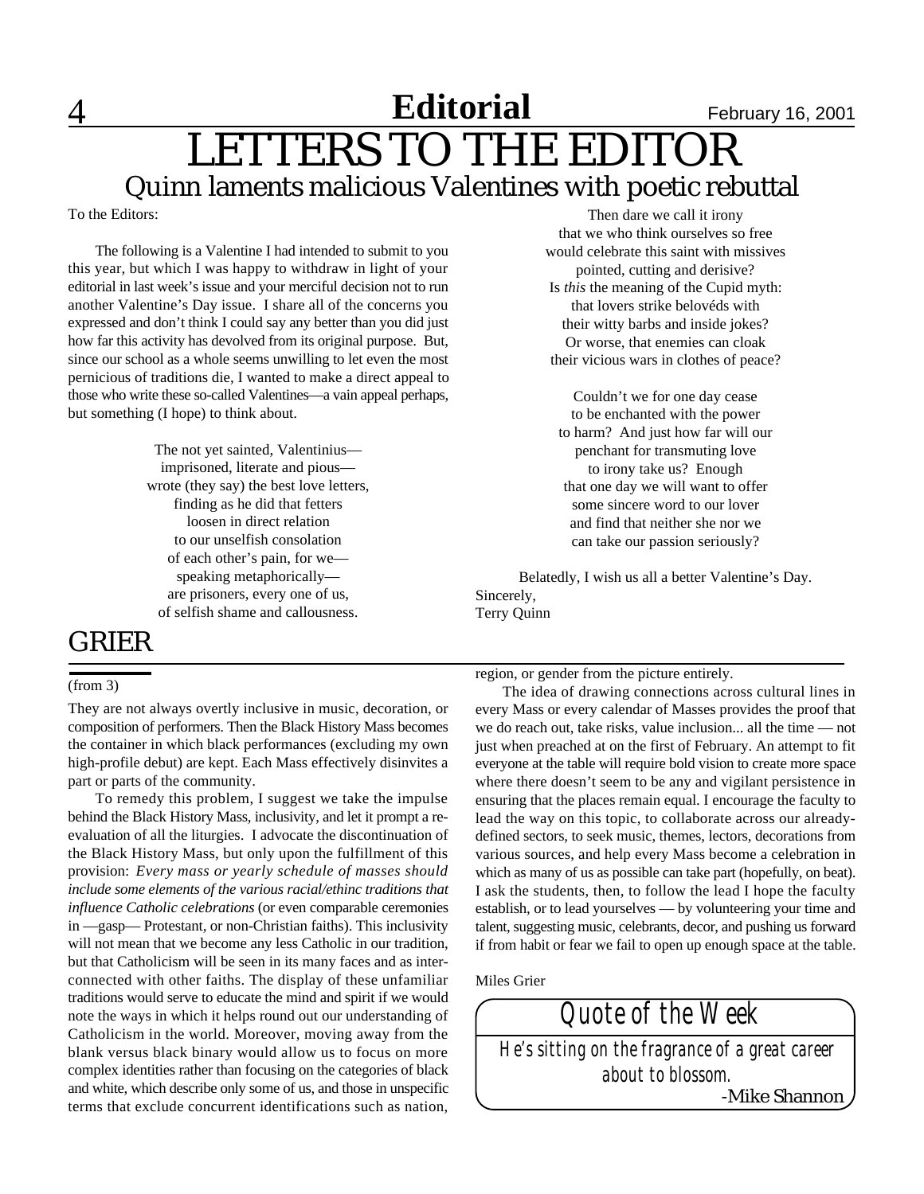# LETTERS TO THE EDITOR

## Quinn laments malicious Valentines with poetic rebuttal

To the Editors:

The following is a Valentine I had intended to submit to you this year, but which I was happy to withdraw in light of your editorial in last week's issue and your merciful decision not to run another Valentine's Day issue. I share all of the concerns you expressed and don't think I could say any better than you did just how far this activity has devolved from its original purpose. But, since our school as a whole seems unwilling to let even the most pernicious of traditions die, I wanted to make a direct appeal to those who write these so-called Valentines—a vain appeal perhaps, but something (I hope) to think about.

The not yet sainted, Valentinius—
imprisoned, literate and pious—
wrote (they say) the best love letters,
finding as he did that fetters
loosen in direct relation
to our unselfish consolation
of each other's pain, for we—
speaking metaphorically—
are prisoners, every one of us,
of selfish shame and callousness.

Then dare we call it irony
that we who think ourselves so free
would celebrate this saint with missives
pointed, cutting and derisive?
Is *this* the meaning of the Cupid myth:
that lovers strike belovéds with
their witty barbs and inside jokes?
Or worse, that enemies can cloak
their vicious wars in clothes of peace?

Couldn't we for one day cease
to be enchanted with the power
to harm? And just how far will our
penchant for transmuting love
to irony take us? Enough
that one day we will want to offer
some sincere word to our lover
and find that neither she nor we
can take our passion seriously?

Belatedly, I wish us all a better Valentine's Day.

Sincerely,
Terry Quinn

## GRIER

(from 3)

They are not always overtly inclusive in music, decoration, or composition of performers. Then the Black History Mass becomes the container in which black performances (excluding my own high-profile debut) are kept. Each Mass effectively disinvites a part or parts of the community.

To remedy this problem, I suggest we take the impulse behind the Black History Mass, inclusivity, and let it prompt a re-evaluation of all the liturgies. I advocate the discontinuation of the Black History Mass, but only upon the fulfillment of this provision: *Every mass or yearly schedule of masses should include some elements of the various racial/ethinc traditions that influence Catholic celebrations* (or even comparable ceremonies in —gasp— Protestant, or non-Christian faiths). This inclusivity will not mean that we become any less Catholic in our tradition, but that Catholicism will be seen in its many faces and as inter-connected with other faiths. The display of these unfamiliar traditions would serve to educate the mind and spirit if we would note the ways in which it helps round out our understanding of Catholicism in the world. Moreover, moving away from the blank versus black binary would allow us to focus on more complex identities rather than focusing on the categories of black and white, which describe only some of us, and those in unspecific terms that exclude concurrent identifications such as nation, region, or gender from the picture entirely.

The idea of drawing connections across cultural lines in every Mass or every calendar of Masses provides the proof that we do reach out, take risks, value inclusion... all the time — not just when preached at on the first of February. An attempt to fit everyone at the table will require bold vision to create more space where there doesn't seem to be any and vigilant persistence in ensuring that the places remain equal. I encourage the faculty to lead the way on this topic, to collaborate across our already-defined sectors, to seek music, themes, lectors, decorations from various sources, and help every Mass become a celebration in which as many of us as possible can take part (hopefully, on beat). I ask the students, then, to follow the lead I hope the faculty establish, or to lead yourselves — by volunteering your time and talent, suggesting music, celebrants, decor, and pushing us forward if from habit or fear we fail to open up enough space at the table.

Miles Grier

### Quote of the Week

*He's sitting on the fragrance of a great career about to blossom.*

-Mike Shannon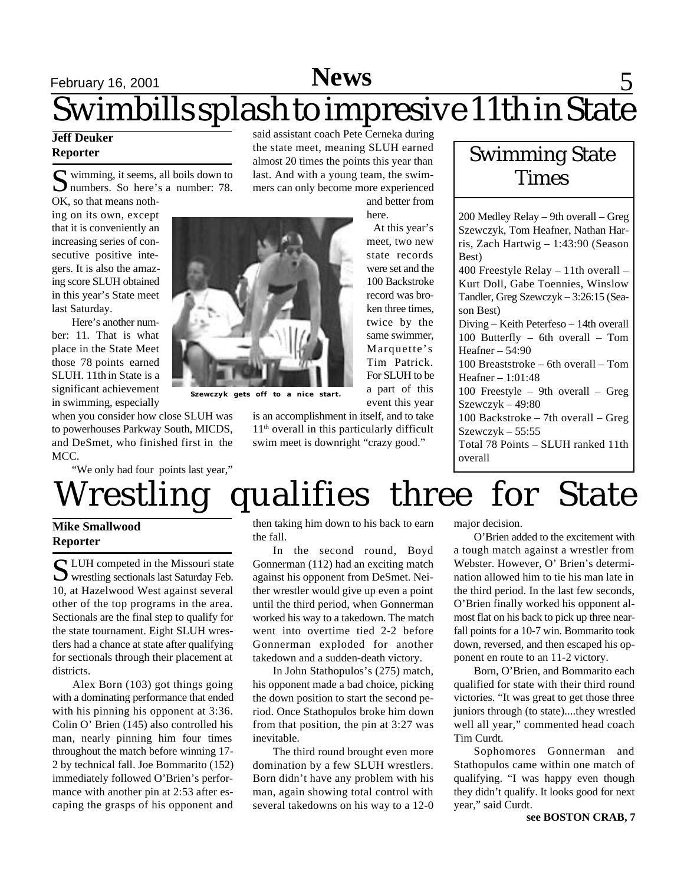# Swimbills splash to impresive 11th in State

**Jeff Deuker**
**Reporter**

Swimming, it seems, all boils down to numbers. So here's a number: 78. OK, so that means nothing on its own, except that it is conveniently an increasing series of consecutive positive integers. It is also the amazing score SLUH obtained in this year's State meet last Saturday.

Here's another number: 11. That is what place in the State Meet those 78 points earned SLUH. 11th in State is a significant achievement in swimming, especially when you consider how close SLUH was to powerhouses Parkway South, MICDS, and DeSmet, who finished first in the MCC.

"We only had four points last year," said assistant coach Pete Cerneka during the state meet, meaning SLUH earned almost 20 times the points this year than last. And with a young team, the swimmers can only become more experienced and better from here.

At this year's meet, two new state records were set and the 100 Backstroke record was broken three times, twice by the same swimmer, Marquette's Tim Patrick. For SLUH to be a part of this event this year is an accomplishment in itself, and to take 11th overall in this particularly difficult swim meet is downright "crazy good."

Szewczyk gets off to a nice start.

## Swimming State Times

200 Medley Relay – 9th overall – Greg Szewczyk, Tom Heafner, Nathan Harris, Zach Hartwig – 1:43:90 (Season Best)
400 Freestyle Relay – 11th overall – Kurt Doll, Gabe Toennies, Winslow Tandler, Greg Szewczyk – 3:26:15 (Season Best)
Diving – Keith Peterfeso – 14th overall
100 Butterfly – 6th overall – Tom Heafner – 54:90
100 Breaststroke – 6th overall – Tom Heafner – 1:01:48
100 Freestyle – 9th overall – Greg Szewczyk – 49:80
100 Backstroke – 7th overall – Greg Szewczyk – 55:55
Total 78 Points – SLUH ranked 11th overall

# Wrestling qualifies three for State

**Mike Smallwood**
**Reporter**

SLUH competed in the Missouri state wrestling sectionals last Saturday Feb. 10, at Hazelwood West against several other of the top programs in the area. Sectionals are the final step to qualify for the state tournament. Eight SLUH wrestlers had a chance at state after qualifying for sectionals through their placement at districts.

Alex Born (103) got things going with a dominating performance that ended with his pinning his opponent at 3:36. Colin O' Brien (145) also controlled his man, nearly pinning him four times throughout the match before winning 17-2 by technical fall. Joe Bommarito (152) immediately followed O'Brien's performance with another pin at 2:53 after escaping the grasps of his opponent and then taking him down to his back to earn the fall.

In the second round, Boyd Gonnerman (112) had an exciting match against his opponent from DeSmet. Neither wrestler would give up even a point until the third period, when Gonnerman worked his way to a takedown. The match went into overtime tied 2-2 before Gonnerman exploded for another takedown and a sudden-death victory.

In John Stathopulos's (275) match, his opponent made a bad choice, picking the down position to start the second period. Once Stathopulos broke him down from that position, the pin at 3:27 was inevitable.

The third round brought even more domination by a few SLUH wrestlers. Born didn't have any problem with his man, again showing total control with several takedowns on his way to a 12-0 major decision.

O'Brien added to the excitement with a tough match against a wrestler from Webster. However, O' Brien's determination allowed him to tie his man late in the third period. In the last few seconds, O'Brien finally worked his opponent almost flat on his back to pick up three near-fall points for a 10-7 win. Bommarito took down, reversed, and then escaped his opponent en route to an 11-2 victory.

Born, O'Brien, and Bommarito each qualified for state with their third round victories. "It was great to get those three juniors through (to state)....they wrestled well all year," commented head coach Tim Curdt.

Sophomores Gonnerman and Stathopulos came within one match of qualifying. "I was happy even though they didn't qualify. It looks good for next year," said Curdt.

**see BOSTON CRAB, 7**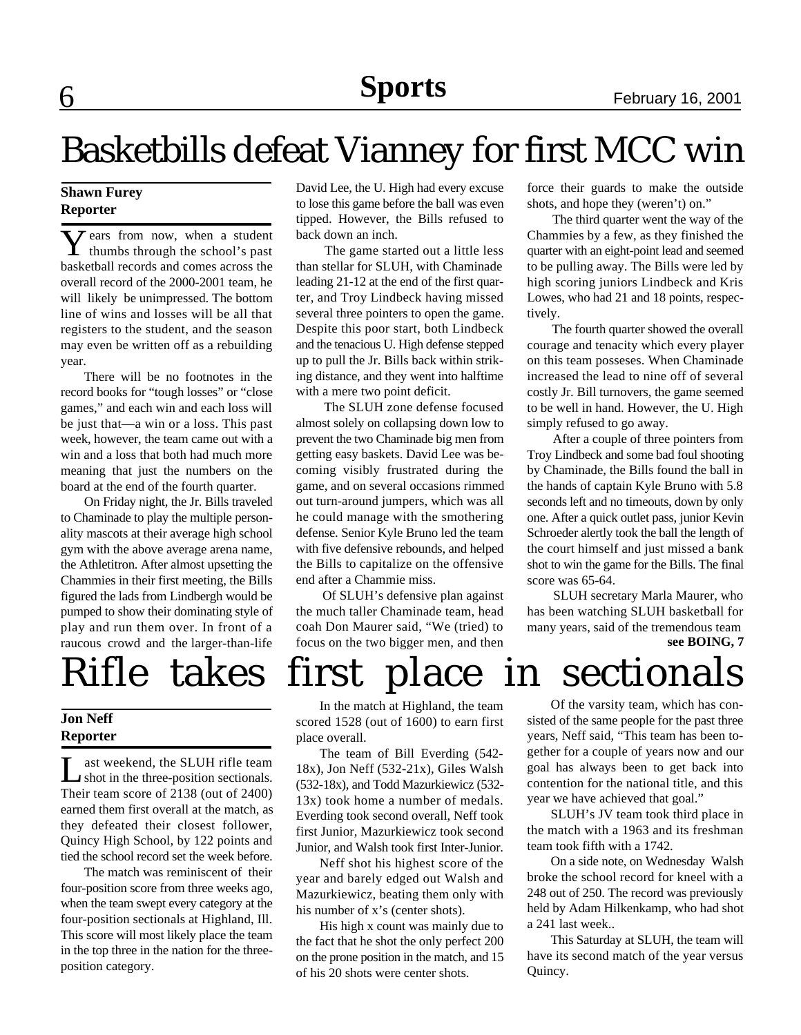# Basketbills defeat Vianney for first MCC win

**Shawn Furey**
**Reporter**

Years from now, when a student thumbs through the school's past basketball records and comes across the overall record of the 2000-2001 team, he will likely be unimpressed. The bottom line of wins and losses will be all that registers to the student, and the season may even be written off as a rebuilding year.

There will be no footnotes in the record books for "tough losses" or "close games," and each win and each loss will be just that—a win or a loss. This past week, however, the team came out with a win and a loss that both had much more meaning that just the numbers on the board at the end of the fourth quarter.

On Friday night, the Jr. Bills traveled to Chaminade to play the multiple personality mascots at their average high school gym with the above average arena name, the Athletitron. After almost upsetting the Chammies in their first meeting, the Bills figured the lads from Lindbergh would be pumped to show their dominating style of play and run them over. In front of a raucous crowd and the larger-than-life David Lee, the U. High had every excuse to lose this game before the ball was even tipped. However, the Bills refused to back down an inch.

The game started out a little less than stellar for SLUH, with Chaminade leading 21-12 at the end of the first quarter, and Troy Lindbeck having missed several three pointers to open the game. Despite this poor start, both Lindbeck and the tenacious U. High defense stepped up to pull the Jr. Bills back within striking distance, and they went into halftime with a mere two point deficit.

The SLUH zone defense focused almost solely on collapsing down low to prevent the two Chaminade big men from getting easy baskets. David Lee was becoming visibly frustrated during the game, and on several occasions rimmed out turn-around jumpers, which was all he could manage with the smothering defense. Senior Kyle Bruno led the team with five defensive rebounds, and helped the Bills to capitalize on the offensive end after a Chammie miss.

Of SLUH's defensive plan against the much taller Chaminade team, head coah Don Maurer said, "We (tried) to focus on the two bigger men, and then force their guards to make the outside shots, and hope they (weren't) on."

The third quarter went the way of the Chammies by a few, as they finished the quarter with an eight-point lead and seemed to be pulling away. The Bills were led by high scoring juniors Lindbeck and Kris Lowes, who had 21 and 18 points, respectively.

The fourth quarter showed the overall courage and tenacity which every player on this team posseses. When Chaminade increased the lead to nine off of several costly Jr. Bill turnovers, the game seemed to be well in hand. However, the U. High simply refused to go away.

After a couple of three pointers from Troy Lindbeck and some bad foul shooting by Chaminade, the Bills found the ball in the hands of captain Kyle Bruno with 5.8 seconds left and no timeouts, down by only one. After a quick outlet pass, junior Kevin Schroeder alertly took the ball the length of the court himself and just missed a bank shot to win the game for the Bills. The final score was 65-64.

SLUH secretary Marla Maurer, who has been watching SLUH basketball for many years, said of the tremendous team

**see BOING, 7**

# Rifle takes first place in sectionals

**Jon Neff**
**Reporter**

Last weekend, the SLUH rifle team shot in the three-position sectionals. Their team score of 2138 (out of 2400) earned them first overall at the match, as they defeated their closest follower, Quincy High School, by 122 points and tied the school record set the week before.

The match was reminiscent of their four-position score from three weeks ago, when the team swept every category at the four-position sectionals at Highland, Ill. This score will most likely place the team in the top three in the nation for the three-position category.

In the match at Highland, the team scored 1528 (out of 1600) to earn first place overall.

The team of Bill Everding (542-18x), Jon Neff (532-21x), Giles Walsh (532-18x), and Todd Mazurkiewicz (532-13x) took home a number of medals. Everding took second overall, Neff took first Junior, Mazurkiewicz took second Junior, and Walsh took first Inter-Junior.

Neff shot his highest score of the year and barely edged out Walsh and Mazurkiewicz, beating them only with his number of x's (center shots).

His high x count was mainly due to the fact that he shot the only perfect 200 on the prone position in the match, and 15 of his 20 shots were center shots.

Of the varsity team, which has consisted of the same people for the past three years, Neff said, "This team has been together for a couple of years now and our goal has always been to get back into contention for the national title, and this year we have achieved that goal."

SLUH's JV team took third place in the match with a 1963 and its freshman team took fifth with a 1742.

On a side note, on Wednesday Walsh broke the school record for kneel with a 248 out of 250. The record was previously held by Adam Hilkenkamp, who had shot a 241 last week..

This Saturday at SLUH, the team will have its second match of the year versus Quincy.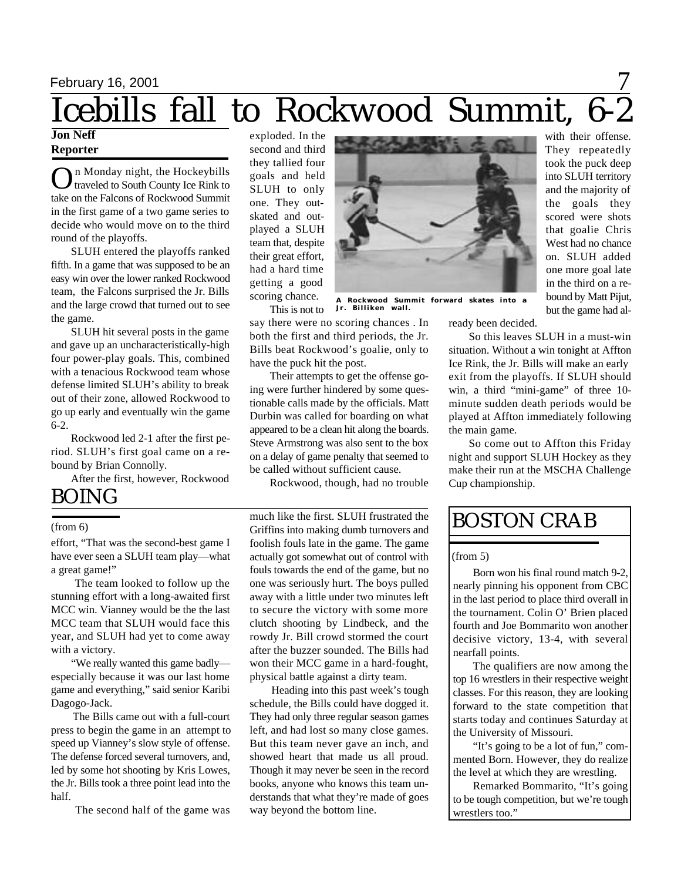# Icebills fall to Rockwood Summit, 6-2

**Jon Neff**
**Reporter**

On Monday night, the Hockeybills traveled to South County Ice Rink to take on the Falcons of Rockwood Summit in the first game of a two game series to decide who would move on to the third round of the playoffs.

SLUH entered the playoffs ranked fifth. In a game that was supposed to be an easy win over the lower ranked Rockwood team, the Falcons surprised the Jr. Bills and the large crowd that turned out to see the game.

SLUH hit several posts in the game and gave up an uncharacteristically-high four power-play goals. This, combined with a tenacious Rockwood team whose defense limited SLUH's ability to break out of their zone, allowed Rockwood to go up early and eventually win the game 6-2.

Rockwood led 2-1 after the first period. SLUH's first goal came on a rebound by Brian Connolly.

After the first, however, Rockwood exploded. In the second and third they tallied four goals and held SLUH to only one. They outskated and outplayed a SLUH team that, despite their great effort, had a hard time getting a good scoring chance.

This is not to say there were no scoring chances . In both the first and third periods, the Jr. Bills beat Rockwood's goalie, only to have the puck hit the post.

Their attempts to get the offense going were further hindered by some questionable calls made by the officials. Matt Durbin was called for boarding on what appeared to be a clean hit along the boards. Steve Armstrong was also sent to the box on a delay of game penalty that seemed to be called without sufficient cause.

Rockwood, though, had no trouble with their offense. They repeatedly took the puck deep into SLUH territory and the majority of the goals they scored were shots that goalie Chris West had no chance on. SLUH added one more goal late in the third on a rebound by Matt Pijut, but the game had already been decided.

A Rockwood Summit forward skates into a Jr. Billiken wall.

So this leaves SLUH in a must-win situation. Without a win tonight at Affton Ice Rink, the Jr. Bills will make an early exit from the playoffs. If SLUH should win, a third "mini-game" of three 10-minute sudden death periods would be played at Affton immediately following the main game.

So come out to Affton this Friday night and support SLUH Hockey as they make their run at the MSCHA Challenge Cup championship.

## BOING

(from 6)

effort, "That was the second-best game I have ever seen a SLUH team play—what a great game!"

The team looked to follow up the stunning effort with a long-awaited first MCC win. Vianney would be the the last MCC team that SLUH would face this year, and SLUH had yet to come away with a victory.

"We really wanted this game badly—especially because it was our last home game and everything," said senior Karibi Dagogo-Jack.

The Bills came out with a full-court press to begin the game in an attempt to speed up Vianney's slow style of offense. The defense forced several turnovers, and, led by some hot shooting by Kris Lowes, the Jr. Bills took a three point lead into the half.

The second half of the game was much like the first. SLUH frustrated the Griffins into making dumb turnovers and foolish fouls late in the game. The game actually got somewhat out of control with fouls towards the end of the game, but no one was seriously hurt. The boys pulled away with a little under two minutes left to secure the victory with some more clutch shooting by Lindbeck, and the rowdy Jr. Bill crowd stormed the court after the buzzer sounded. The Bills had won their MCC game in a hard-fought, physical battle against a dirty team.

Heading into this past week's tough schedule, the Bills could have dogged it. They had only three regular season games left, and had lost so many close games. But this team never gave an inch, and showed heart that made us all proud. Though it may never be seen in the record books, anyone who knows this team understands that what they're made of goes way beyond the bottom line.

## BOSTON CRAB

(from 5)

Born won his final round match 9-2, nearly pinning his opponent from CBC in the last period to place third overall in the tournament. Colin O' Brien placed fourth and Joe Bommarito won another decisive victory, 13-4, with several nearfall points.

The qualifiers are now among the top 16 wrestlers in their respective weight classes. For this reason, they are looking forward to the state competition that starts today and continues Saturday at the University of Missouri.

"It's going to be a lot of fun," commented Born. However, they do realize the level at which they are wrestling.

Remarked Bommarito, "It's going to be tough competition, but we're tough wrestlers too."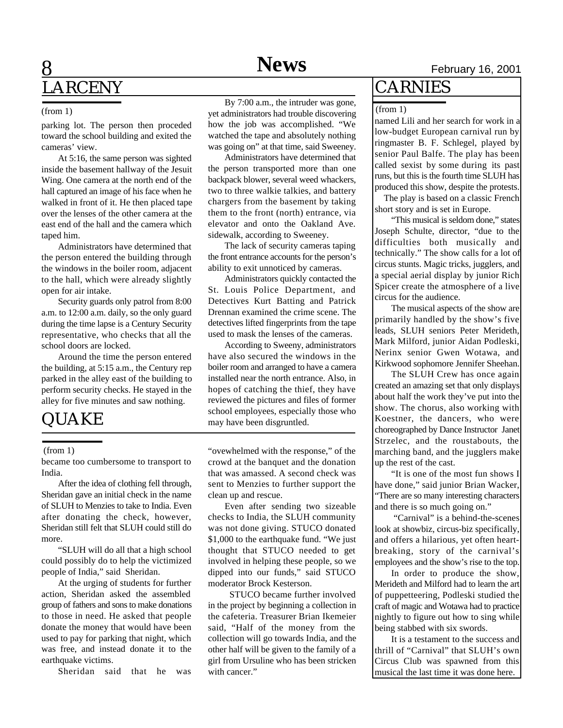# LARCENY

(from 1)

parking lot. The person then proceded toward the school building and exited the cameras' view.

At 5:16, the same person was sighted inside the basement hallway of the Jesuit Wing. One camera at the north end of the hall captured an image of his face when he walked in front of it. He then placed tape over the lenses of the other camera at the east end of the hall and the camera which taped him.

Administrators have determined that the person entered the building through the windows in the boiler room, adjacent to the hall, which were already slightly open for air intake.

Security guards only patrol from 8:00 a.m. to 12:00 a.m. daily, so the only guard during the time lapse is a Century Security representative, who checks that all the school doors are locked.

Around the time the person entered the building, at 5:15 a.m., the Century rep parked in the alley east of the building to perform security checks. He stayed in the alley for five minutes and saw nothing.

By 7:00 a.m., the intruder was gone, yet administrators had trouble discovering how the job was accomplished. "We watched the tape and absolutely nothing was going on" at that time, said Sweeney.

Administrators have determined that the person transported more than one backpack blower, several weed whackers, two to three walkie talkies, and battery chargers from the basement by taking them to the front (north) entrance, via elevator and onto the Oakland Ave. sidewalk, according to Sweeney.

The lack of security cameras taping the front entrance accounts for the person's ability to exit unnoticed by cameras.

Administrators quickly contacted the St. Louis Police Department, and Detectives Kurt Batting and Patrick Drennan examined the crime scene. The detectives lifted fingerprints from the tape used to mask the lenses of the cameras.

According to Sweeny, administrators have also secured the windows in the boiler room and arranged to have a camera installed near the north entrance. Also, in hopes of catching the thief, they have reviewed the pictures and files of former school employees, especially those who may have been disgruntled.

# QUAKE

(from 1)

became too cumbersome to transport to India.

After the idea of clothing fell through, Sheridan gave an initial check in the name of SLUH to Menzies to take to India. Even after donating the check, however, Sheridan still felt that SLUH could still do more.

"SLUH will do all that a high school could possibly do to help the victimized people of India," said Sheridan.

At the urging of students for further action, Sheridan asked the assembled group of fathers and sons to make donations to those in need. He asked that people donate the money that would have been used to pay for parking that night, which was free, and instead donate it to the earthquake victims.

Sheridan said that he was "ovewhelmed with the response," of the crowd at the banquet and the donation that was amassed. A second check was sent to Menzies to further support the clean up and rescue.

Even after sending two sizeable checks to India, the SLUH community was not done giving. STUCO donated $1,000 to the earthquake fund. "We just thought that STUCO needed to get involved in helping these people, so we dipped into our funds," said STUCO moderator Brock Kesterson.

STUCO became further involved in the project by beginning a collection in the cafeteria. Treasurer Brian Ikemeier said, "Half of the money from the collection will go towards India, and the other half will be given to the family of a girl from Ursuline who has been stricken with cancer."

# CARNIES

(from 1)

named Lili and her search for work in a low-budget European carnival run by ringmaster B. F. Schlegel, played by senior Paul Balfe. The play has been called sexist by some during its past runs, but this is the fourth time SLUH has produced this show, despite the protests.

The play is based on a classic French short story and is set in Europe.

"This musical is seldom done," states Joseph Schulte, director, "due to the difficulties both musically and technically." The show calls for a lot of circus stunts. Magic tricks, jugglers, and a special aerial display by junior Rich Spicer create the atmosphere of a live circus for the audience.

The musical aspects of the show are primarily handled by the show's five leads, SLUH seniors Peter Merideth, Mark Milford, junior Aidan Podleski, Nerinx senior Gwen Wotawa, and Kirkwood sophomore Jennifer Sheehan.

The SLUH Crew has once again created an amazing set that only displays about half the work they've put into the show. The chorus, also working with Koestner, the dancers, who were choreographed by Dance Instructor Janet Strzelec, and the roustabouts, the marching band, and the jugglers make up the rest of the cast.

"It is one of the most fun shows I have done," said junior Brian Wacker, "There are so many interesting characters and there is so much going on."

"Carnival" is a behind-the-scenes look at showbiz, circus-biz specifically, and offers a hilarious, yet often heart-breaking, story of the carnival's employees and the show's rise to the top.

In order to produce the show, Merideth and Milford had to learn the art of puppetteering, Podleski studied the craft of magic and Wotawa had to practice nightly to figure out how to sing while being stabbed with six swords.

It is a testament to the success and thrill of "Carnival" that SLUH's own Circus Club was spawned from this musical the last time it was done here.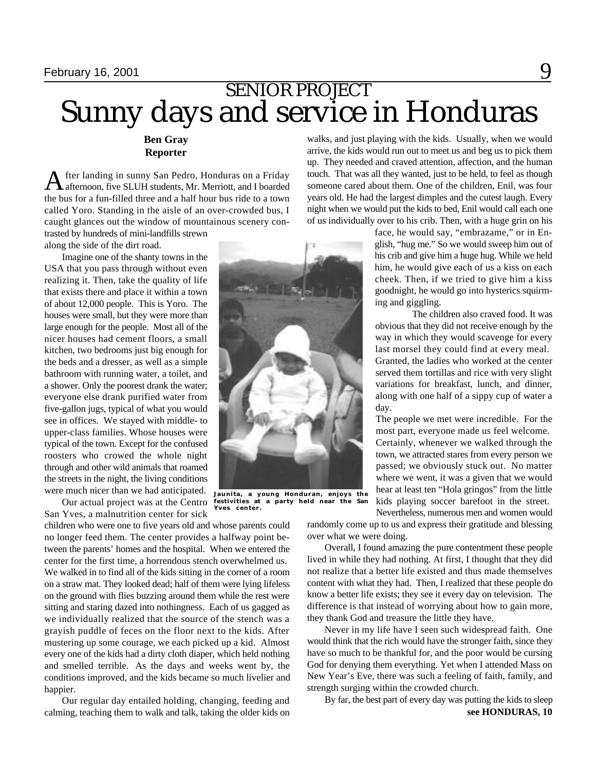SENIOR PROJECT

# Sunny days and service in Honduras

**Ben Gray**
**Reporter**

After landing in sunny San Pedro, Honduras on a Friday afternoon, five SLUH students, Mr. Merriott, and I boarded the bus for a fun-filled three and a half hour bus ride to a town called Yoro. Standing in the aisle of an over-crowded bus, I caught glances out the window of mountainous scenery contrasted by hundreds of mini-landfills strewn along the side of the dirt road.

Imagine one of the shanty towns in the USA that you pass through without even realizing it. Then, take the quality of life that exists there and place it within a town of about 12,000 people. This is Yoro. The houses were small, but they were more than large enough for the people. Most all of the nicer houses had cement floors, a small kitchen, two bedrooms just big enough for the beds and a dresser, as well as a simple bathroom with running water, a toilet, and a shower. Only the poorest drank the water; everyone else drank purified water from five-gallon jugs, typical of what you would see in offices. We stayed with middle- to upper-class families. Whose houses were typical of the town. Except for the confused roosters who crowed the whole night through and other wild animals that roamed the streets in the night, the living conditions were much nicer than we had anticipated.

Jaunita, a young Honduran, enjoys the festivities at a party held near the San Yves center.

Our actual project was at the Centro San Yves, a malnutrition center for sick children who were one to five years old and whose parents could no longer feed them. The center provides a halfway point between the parents' homes and the hospital. When we entered the center for the first time, a horrendous stench overwhelmed us. We walked in to find all of the kids sitting in the corner of a room on a straw mat. They looked dead; half of them were lying lifeless on the ground with flies buzzing around them while the rest were sitting and staring dazed into nothingness. Each of us gagged as we individually realized that the source of the stench was a grayish puddle of feces on the floor next to the kids. After mustering up some courage, we each picked up a kid. Almost every one of the kids had a dirty cloth diaper, which held nothing and smelled terrible. As the days and weeks went by, the conditions improved, and the kids became so much livelier and happier.

Our regular day entailed holding, changing, feeding and calming, teaching them to walk and talk, taking the older kids on walks, and just playing with the kids. Usually, when we would arrive, the kids would run out to meet us and beg us to pick them up. They needed and craved attention, affection, and the human touch. That was all they wanted, just to be held, to feel as though someone cared about them. One of the children, Enil, was four years old. He had the largest dimples and the cutest laugh. Every night when we would put the kids to bed, Enil would call each one of us individually over to his crib. Then, with a huge grin on his face, he would say, "embrazame," or in English, "hug me." So we would sweep him out of his crib and give him a huge hug. While we held him, he would give each of us a kiss on each cheek. Then, if we tried to give him a kiss goodnight, he would go into hysterics squirming and giggling.

The children also craved food. It was obvious that they did not receive enough by the way in which they would scavenge for every last morsel they could find at every meal. Granted, the ladies who worked at the center served them tortillas and rice with very slight variations for breakfast, lunch, and dinner, along with one half of a sippy cup of water a day.

The people we met were incredible. For the most part, everyone made us feel welcome. Certainly, whenever we walked through the town, we attracted stares from every person we passed; we obviously stuck out. No matter where we went, it was a given that we would hear at least ten "Hola gringos" from the little kids playing soccer barefoot in the street. Nevertheless, numerous men and women would randomly come up to us and express their gratitude and blessing over what we were doing.

Overall, I found amazing the pure contentment these people lived in while they had nothing. At first, I thought that they did not realize that a better life existed and thus made themselves content with what they had. Then, I realized that these people do know a better life exists; they see it every day on television. The difference is that instead of worrying about how to gain more, they thank God and treasure the little they have.

Never in my life have I seen such widespread faith. One would think that the rich would have the stronger faith, since they have so much to be thankful for, and the poor would be cursing God for denying them everything. Yet when I attended Mass on New Year's Eve, there was such a feeling of faith, family, and strength surging within the crowded church.

By far, the best part of every day was putting the kids to sleep

**see HONDURAS, 10**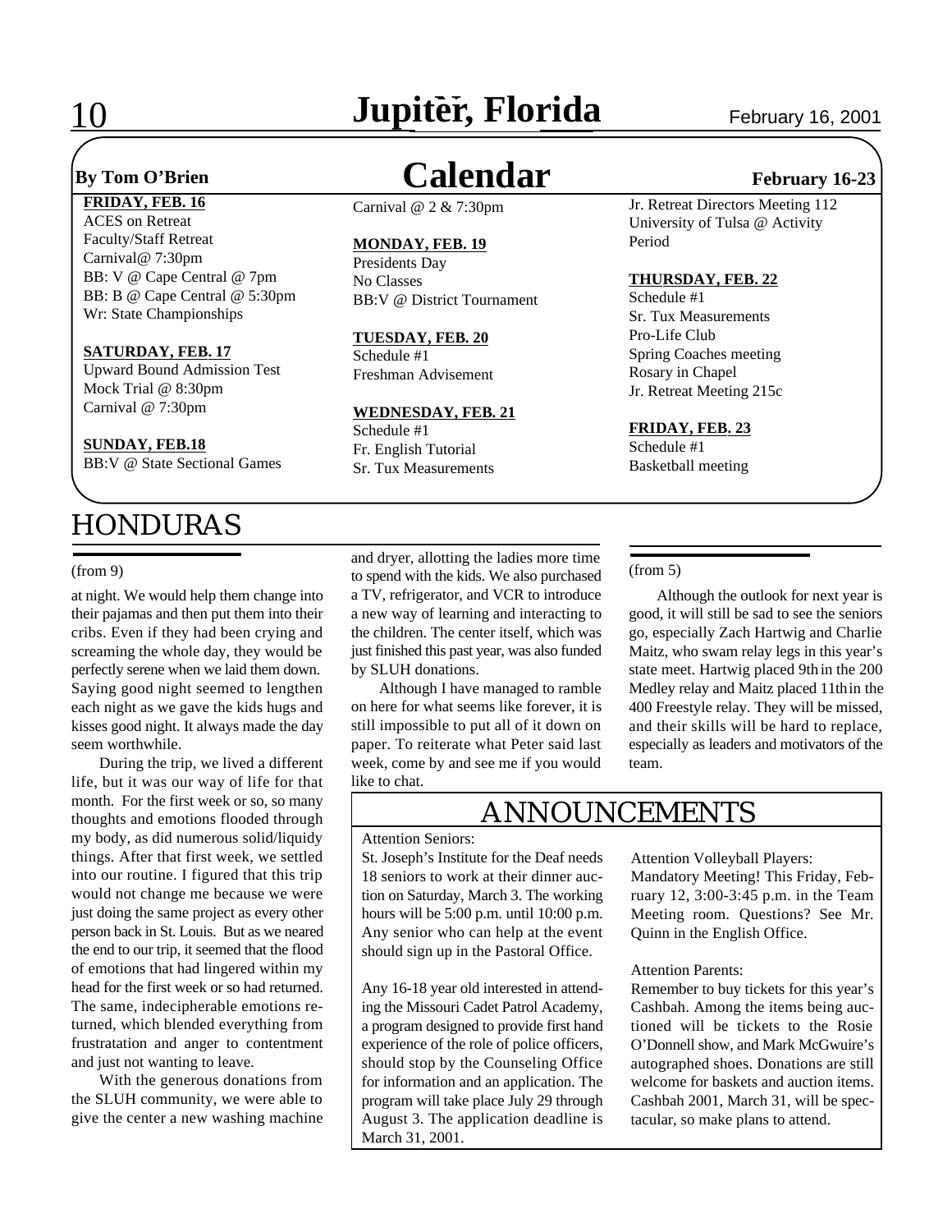# Jupiter, Florida

## Calendar

By Tom O'Brien

February 16-23

**FRIDAY, FEB. 16**
ACES on Retreat
Faculty/Staff Retreat
Carnival@ 7:30pm
BB: V @ Cape Central @ 7pm
BB: B @ Cape Central @ 5:30pm
Wr: State Championships

**SATURDAY, FEB. 17**
Upward Bound Admission Test
Mock Trial @ 8:30pm
Carnival @ 7:30pm

**SUNDAY, FEB.18**
BB:V @ State Sectional Games
Carnival @ 2 & 7:30pm

**MONDAY, FEB. 19**
Presidents Day
No Classes
BB:V @ District Tournament

**TUESDAY, FEB. 20**
Schedule #1
Freshman Advisement

**WEDNESDAY, FEB. 21**
Schedule #1
Fr. English Tutorial
Sr. Tux Measurements
Jr. Retreat Directors Meeting 112
University of Tulsa @ Activity Period

**THURSDAY, FEB. 22**
Schedule #1
Sr. Tux Measurements
Pro-Life Club
Spring Coaches meeting
Rosary in Chapel
Jr. Retreat Meeting 215c

**FRIDAY, FEB. 23**
Schedule #1
Basketball meeting

## HONDURAS

(from 9)

at night. We would help them change into their pajamas and then put them into their cribs. Even if they had been crying and screaming the whole day, they would be perfectly serene when we laid them down. Saying good night seemed to lengthen each night as we gave the kids hugs and kisses good night. It always made the day seem worthwhile.

During the trip, we lived a different life, but it was our way of life for that month. For the first week or so, so many thoughts and emotions flooded through my body, as did numerous solid/liquidy things. After that first week, we settled into our routine. I figured that this trip would not change me because we were just doing the same project as every other person back in St. Louis. But as we neared the end to our trip, it seemed that the flood of emotions that had lingered within my head for the first week or so had returned. The same, indecipherable emotions returned, which blended everything from frustratation and anger to contentment and just not wanting to leave.

With the generous donations from the SLUH community, we were able to give the center a new washing machine and dryer, allotting the ladies more time to spend with the kids. We also purchased a TV, refrigerator, and VCR to introduce a new way of learning and interacting to the children. The center itself, which was just finished this past year, was also funded by SLUH donations.

Although I have managed to ramble on here for what seems like forever, it is still impossible to put all of it down on paper. To reiterate what Peter said last week, come by and see me if you would like to chat.

(from 5)

Although the outlook for next year is good, it will still be sad to see the seniors go, especially Zach Hartwig and Charlie Maitz, who swam relay legs in this year's state meet. Hartwig placed 9th in the 200 Medley relay and Maitz placed 11th in the 400 Freestyle relay. They will be missed, and their skills will be hard to replace, especially as leaders and motivators of the team.

## ANNOUNCEMENTS

Attention Seniors:
St. Joseph's Institute for the Deaf needs 18 seniors to work at their dinner auction on Saturday, March 3. The working hours will be 5:00 p.m. until 10:00 p.m. Any senior who can help at the event should sign up in the Pastoral Office.

Any 16-18 year old interested in attending the Missouri Cadet Patrol Academy, a program designed to provide first hand experience of the role of police officers, should stop by the Counseling Office for information and an application. The program will take place July 29 through August 3. The application deadline is March 31, 2001.

Attention Volleyball Players:
Mandatory Meeting! This Friday, February 12, 3:00-3:45 p.m. in the Team Meeting room. Questions? See Mr. Quinn in the English Office.

Attention Parents:
Remember to buy tickets for this year's Cashbah. Among the items being auctioned will be tickets to the Rosie O'Donnell show, and Mark McGwuire's autographed shoes. Donations are still welcome for baskets and auction items. Cashbah 2001, March 31, will be spectacular, so make plans to attend.